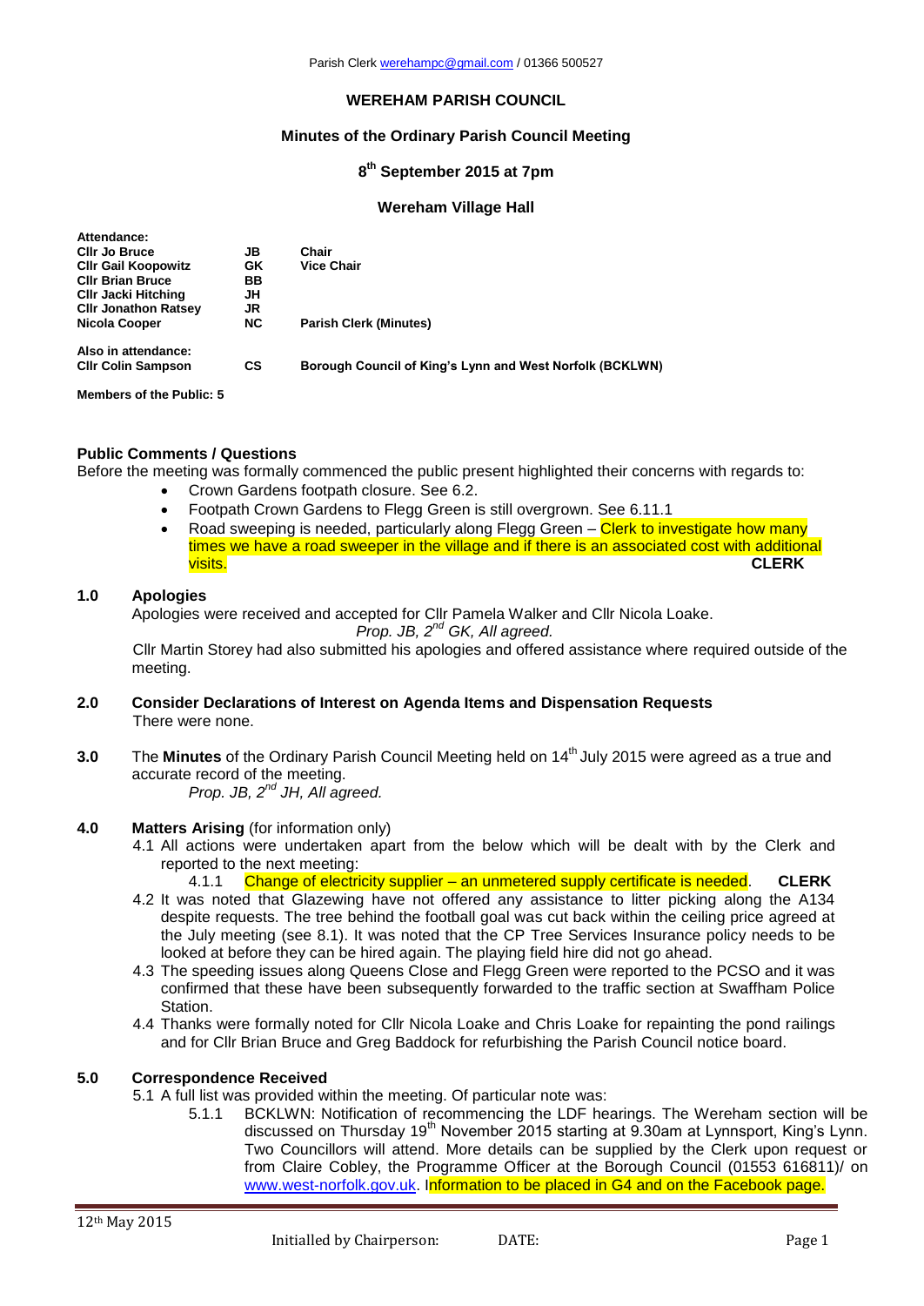Parish Clerk werehampc@gmail.com / 01366 500527

# WEREHAM PARISH COUNCIL

## Minutes of the Ordinary Parish Council Meeting

## 8th September 2015 at 7pm

## Wereham Village Hall

| Attendance: | | |
|---|---|---|
| **Cllr Jo Bruce** | **JB** | **Chair** |
| **Cllr Gail Koopowitz** | **GK** | **Vice Chair** |
| **Cllr Brian Bruce** | **BB** | |
| **Cllr Jacki Hitching** | **JH** | |
| **Cllr Jonathon Ratsey** | **JR** | |
| **Nicola Cooper** | **NC** | **Parish Clerk (Minutes)** |

**Also in attendance:**

| | | |
|---|---|---|
| **Cllr Colin Sampson** | **CS** | **Borough Council of King's Lynn and West Norfolk (BCKLWN)** |

**Members of the Public: 5**

### Public Comments / Questions

Before the meeting was formally commenced the public present highlighted their concerns with regards to:

- Crown Gardens footpath closure. See 6.2.
- Footpath Crown Gardens to Flegg Green is still overgrown. See 6.11.1
- Road sweeping is needed, particularly along Flegg Green – Clerk to investigate how many times we have a road sweeper in the village and if there is an associated cost with additional visits. **CLERK**

### 1.0 Apologies

Apologies were received and accepted for Cllr Pamela Walker and Cllr Nicola Loake.

*Prop. JB, 2nd GK, All agreed.*

Cllr Martin Storey had also submitted his apologies and offered assistance where required outside of the meeting.

### 2.0 Consider Declarations of Interest on Agenda Items and Dispensation Requests

There were none.

### 3.0

The **Minutes** of the Ordinary Parish Council Meeting held on 14th July 2015 were agreed as a true and accurate record of the meeting.

*Prop. JB, 2nd JH, All agreed.*

### 4.0 Matters Arising (for information only)

4.1 All actions were undertaken apart from the below which will be dealt with by the Clerk and reported to the next meeting:

4.1.1 Change of electricity supplier – an unmetered supply certificate is needed. **CLERK**

4.2 It was noted that Glazewing have not offered any assistance to litter picking along the A134 despite requests. The tree behind the football goal was cut back within the ceiling price agreed at the July meeting (see 8.1). It was noted that the CP Tree Services Insurance policy needs to be looked at before they can be hired again. The playing field hire did not go ahead.

4.3 The speeding issues along Queens Close and Flegg Green were reported to the PCSO and it was confirmed that these have been subsequently forwarded to the traffic section at Swaffham Police Station.

4.4 Thanks were formally noted for Cllr Nicola Loake and Chris Loake for repainting the pond railings and for Cllr Brian Bruce and Greg Baddock for refurbishing the Parish Council notice board.

### 5.0 Correspondence Received

5.1 A full list was provided within the meeting. Of particular note was:

5.1.1 BCKLWN: Notification of recommencing the LDF hearings. The Wereham section will be discussed on Thursday 19th November 2015 starting at 9.30am at Lynnsport, King's Lynn. Two Councillors will attend. More details can be supplied by the Clerk upon request or from Claire Cobley, the Programme Officer at the Borough Council (01553 616811)/ on www.west-norfolk.gov.uk. Information to be placed in G4 and on the Facebook page.

12th May 2015

Initialled by Chairperson: DATE: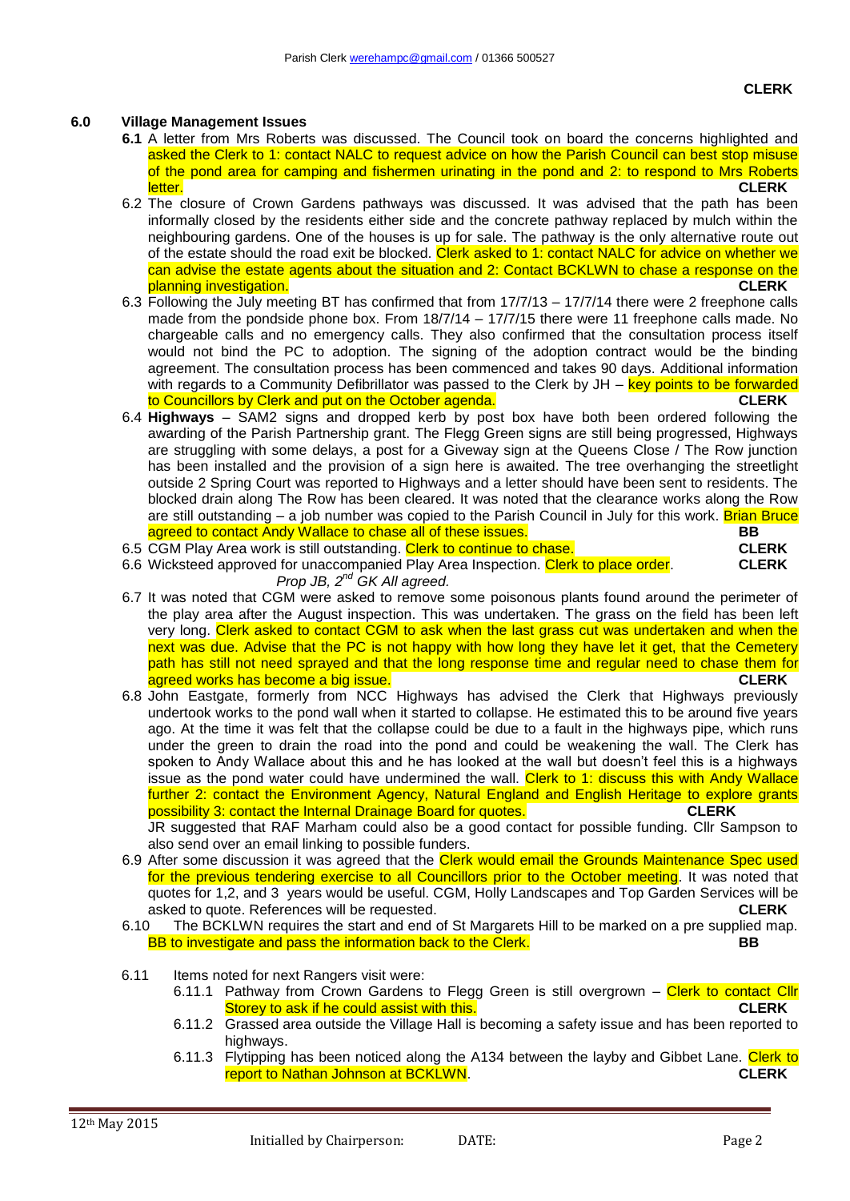Parish Clerk werehampc@gmail.com / 01366 500527

**CLERK**

## 6.0 Village Management Issues

**6.1** A letter from Mrs Roberts was discussed. The Council took on board the concerns highlighted and asked the Clerk to 1: contact NALC to request advice on how the Parish Council can best stop misuse of the pond area for camping and fishermen urinating in the pond and 2: to respond to Mrs Roberts letter. **CLERK**

6.2 The closure of Crown Gardens pathways was discussed. It was advised that the path has been informally closed by the residents either side and the concrete pathway replaced by mulch within the neighbouring gardens. One of the houses is up for sale. The pathway is the only alternative route out of the estate should the road exit be blocked. Clerk asked to 1: contact NALC for advice on whether we can advise the estate agents about the situation and 2: Contact BCKLWN to chase a response on the planning investigation. **CLERK**

6.3 Following the July meeting BT has confirmed that from 17/7/13 – 17/7/14 there were 2 freephone calls made from the pondside phone box. From 18/7/14 – 17/7/15 there were 11 freephone calls made. No chargeable calls and no emergency calls. They also confirmed that the consultation process itself would not bind the PC to adoption. The signing of the adoption contract would be the binding agreement. The consultation process has been commenced and takes 90 days. Additional information with regards to a Community Defibrillator was passed to the Clerk by JH – key points to be forwarded to Councillors by Clerk and put on the October agenda. **CLERK**

6.4 **Highways** – SAM2 signs and dropped kerb by post box have both been ordered following the awarding of the Parish Partnership grant. The Flegg Green signs are still being progressed, Highways are struggling with some delays, a post for a Giveway sign at the Queens Close / The Row junction has been installed and the provision of a sign here is awaited. The tree overhanging the streetlight outside 2 Spring Court was reported to Highways and a letter should have been sent to residents. The blocked drain along The Row has been cleared. It was noted that the clearance works along the Row are still outstanding – a job number was copied to the Parish Council in July for this work. Brian Bruce agreed to contact Andy Wallace to chase all of these issues. **BB**

6.5 CGM Play Area work is still outstanding. Clerk to continue to chase. **CLERK**

6.6 Wicksteed approved for unaccompanied Play Area Inspection. Clerk to place order. **CLERK**
*Prop JB, 2nd GK All agreed.*

6.7 It was noted that CGM were asked to remove some poisonous plants found around the perimeter of the play area after the August inspection. This was undertaken. The grass on the field has been left very long. Clerk asked to contact CGM to ask when the last grass cut was undertaken and when the next was due. Advise that the PC is not happy with how long they have let it get, that the Cemetery path has still not need sprayed and that the long response time and regular need to chase them for agreed works has become a big issue. **CLERK**

6.8 John Eastgate, formerly from NCC Highways has advised the Clerk that Highways previously undertook works to the pond wall when it started to collapse. He estimated this to be around five years ago. At the time it was felt that the collapse could be due to a fault in the highways pipe, which runs under the green to drain the road into the pond and could be weakening the wall. The Clerk has spoken to Andy Wallace about this and he has looked at the wall but doesn't feel this is a highways issue as the pond water could have undermined the wall. Clerk to 1: discuss this with Andy Wallace further 2: contact the Environment Agency, Natural England and English Heritage to explore grants possibility 3: contact the Internal Drainage Board for quotes. **CLERK**
JR suggested that RAF Marham could also be a good contact for possible funding. Cllr Sampson to also send over an email linking to possible funders.

6.9 After some discussion it was agreed that the Clerk would email the Grounds Maintenance Spec used for the previous tendering exercise to all Councillors prior to the October meeting. It was noted that quotes for 1,2, and 3 years would be useful. CGM, Holly Landscapes and Top Garden Services will be asked to quote. References will be requested. **CLERK**

6.10 The BCKLWN requires the start and end of St Margarets Hill to be marked on a pre supplied map. BB to investigate and pass the information back to the Clerk. **BB**

6.11 Items noted for next Rangers visit were:

- 6.11.1 Pathway from Crown Gardens to Flegg Green is still overgrown – Clerk to contact Cllr Storey to ask if he could assist with this. **CLERK**
- 6.11.2 Grassed area outside the Village Hall is becoming a safety issue and has been reported to highways.
- 6.11.3 Flytipping has been noticed along the A134 between the layby and Gibbet Lane. Clerk to report to Nathan Johnson at BCKLWN. **CLERK**

12th May 2015

Initialled by Chairperson: DATE: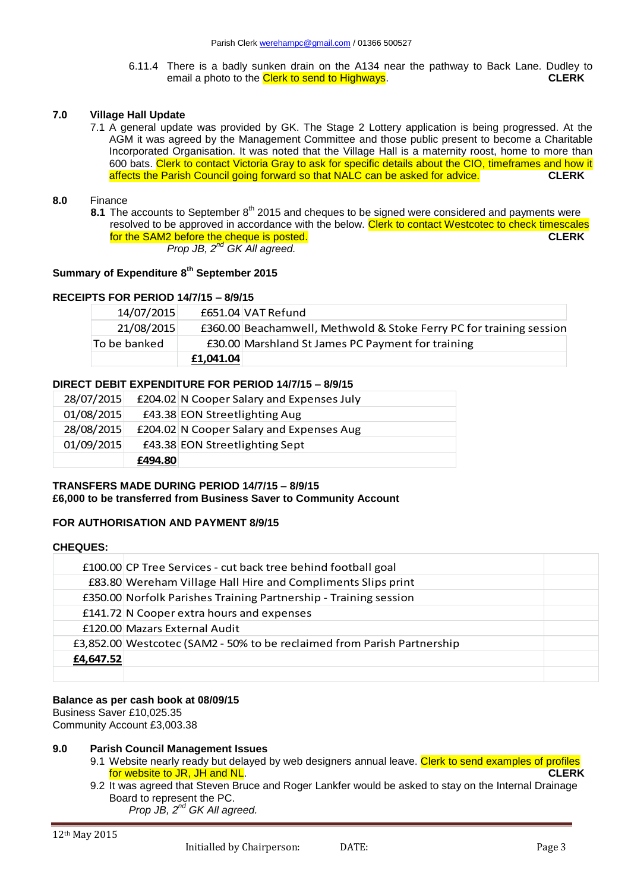6.11.4 There is a badly sunken drain on the A134 near the pathway to Back Lane. Dudley to email a photo to the Clerk to send to Highways. **CLERK**

**7.0 Village Hall Update**

7.1 A general update was provided by GK. The Stage 2 Lottery application is being progressed. At the AGM it was agreed by the Management Committee and those public present to become a Charitable Incorporated Organisation. It was noted that the Village Hall is a maternity roost, home to more than 600 bats. Clerk to contact Victoria Gray to ask for specific details about the CIO, timeframes and how it affects the Parish Council going forward so that NALC can be asked for advice. **CLERK**

**8.0** Finance

**8.1** The accounts to September 8th 2015 and cheques to be signed were considered and payments were resolved to be approved in accordance with the below. Clerk to contact Westcotec to check timescales for the SAM2 before the cheque is posted. **CLERK**

*Prop JB, 2nd GK All agreed.*

**Summary of Expenditure 8th September 2015**

**RECEIPTS FOR PERIOD 14/7/15 – 8/9/15**

| | | |
|---|---|---|
| 14/07/2015 | £651.04 | VAT Refund |
| 21/08/2015 | £360.00 | Beachamwell, Methwold & Stoke Ferry PC for training session |
| To be banked | £30.00 | Marshland St James PC Payment for training |
| | **£1,041.04** | |

**DIRECT DEBIT EXPENDITURE FOR PERIOD 14/7/15 – 8/9/15**

| | | |
|---|---|---|
| 28/07/2015 | £204.02 | N Cooper Salary and Expenses July |
| 01/08/2015 | £43.38 | EON Streetlighting Aug |
| 28/08/2015 | £204.02 | N Cooper Salary and Expenses Aug |
| 01/09/2015 | £43.38 | EON Streetlighting Sept |
| | **£494.80** | |

**TRANSFERS MADE DURING PERIOD 14/7/15 – 8/9/15**
**£6,000 to be transferred from Business Saver to Community Account**

**FOR AUTHORISATION AND PAYMENT 8/9/15**

**CHEQUES:**

| | | |
|---|---|---|
| £100.00 | CP Tree Services - cut back tree behind football goal | |
| £83.80 | Wereham Village Hall Hire and Compliments Slips print | |
| £350.00 | Norfolk Parishes Training Partnership - Training session | |
| £141.72 | N Cooper extra hours and expenses | |
| £120.00 | Mazars External Audit | |
| £3,852.00 | Westcotec (SAM2 - 50% to be reclaimed from Parish Partnership | |
| **£4,647.52** | | |

**Balance as per cash book at 08/09/15**
Business Saver £10,025.35
Community Account £3,003.38

**9.0 Parish Council Management Issues**

9.1 Website nearly ready but delayed by web designers annual leave. Clerk to send examples of profiles for website to JR, JH and NL. **CLERK**

9.2 It was agreed that Steven Bruce and Roger Lankfer would be asked to stay on the Internal Drainage Board to represent the PC.

*Prop JB, 2nd GK All agreed.*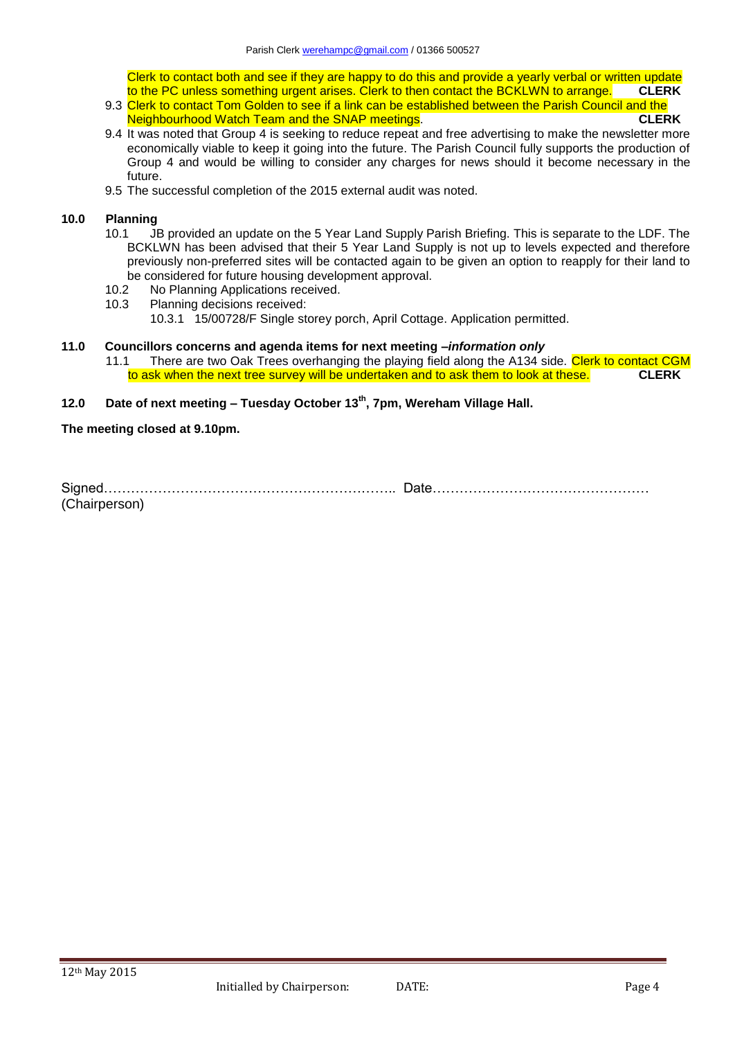Clerk to contact both and see if they are happy to do this and provide a yearly verbal or written update to the PC unless something urgent arises. Clerk to then contact the BCKLWN to arrange. **CLERK**

9.3 Clerk to contact Tom Golden to see if a link can be established between the Parish Council and the Neighbourhood Watch Team and the SNAP meetings. **CLERK**

9.4 It was noted that Group 4 is seeking to reduce repeat and free advertising to make the newsletter more economically viable to keep it going into the future. The Parish Council fully supports the production of Group 4 and would be willing to consider any charges for news should it become necessary in the future.

9.5 The successful completion of the 2015 external audit was noted.

**10.0 Planning**

10.1 JB provided an update on the 5 Year Land Supply Parish Briefing. This is separate to the LDF. The BCKLWN has been advised that their 5 Year Land Supply is not up to levels expected and therefore previously non-preferred sites will be contacted again to be given an option to reapply for their land to be considered for future housing development approval.

10.2 No Planning Applications received.

10.3 Planning decisions received:

10.3.1 15/00728/F Single storey porch, April Cottage. Application permitted.

**11.0 Councillors concerns and agenda items for next meeting –*information only***

11.1 There are two Oak Trees overhanging the playing field along the A134 side. Clerk to contact CGM to ask when the next tree survey will be undertaken and to ask them to look at these. **CLERK**

**12.0 Date of next meeting – Tuesday October 13th, 7pm, Wereham Village Hall.**

**The meeting closed at 9.10pm.**

Signed……………………………………………………….. Date…………………………………………
(Chairperson)

Initialled by Chairperson: DATE: